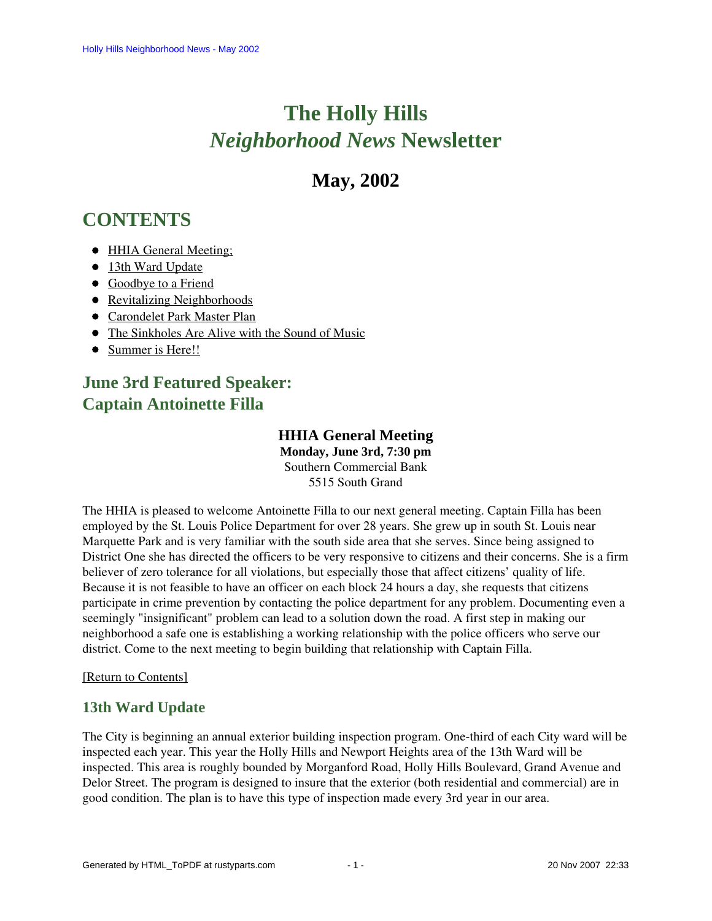# The Holly Hills *Neighborhood News* Newsletter

## May, 2002

## CONTENTS

- HHIA General Meeting;
- 13th Ward Update
- Goodbye to a Friend
- Revitalizing Neighborhoods
- Carondelet Park Master Plan
- The Sinkholes Are Alive with the Sound of Music
- Summer is Here!!

## June 3rd Featured Speaker: Captain Antoinette Filla

**HHIA General Meeting**
**Monday, June 3rd, 7:30 pm**
Southern Commercial Bank
5515 South Grand

The HHIA is pleased to welcome Antoinette Filla to our next general meeting. Captain Filla has been employed by the St. Louis Police Department for over 28 years. She grew up in south St. Louis near Marquette Park and is very familiar with the south side area that she serves. Since being assigned to District One she has directed the officers to be very responsive to citizens and their concerns. She is a firm believer of zero tolerance for all violations, but especially those that affect citizens' quality of life. Because it is not feasible to have an officer on each block 24 hours a day, she requests that citizens participate in crime prevention by contacting the police department for any problem. Documenting even a seemingly "insignificant" problem can lead to a solution down the road. A first step in making our neighborhood a safe one is establishing a working relationship with the police officers who serve our district. Come to the next meeting to begin building that relationship with Captain Filla.

[Return to Contents]

### 13th Ward Update

The City is beginning an annual exterior building inspection program. One-third of each City ward will be inspected each year. This year the Holly Hills and Newport Heights area of the 13th Ward will be inspected. This area is roughly bounded by Morganford Road, Holly Hills Boulevard, Grand Avenue and Delor Street. The program is designed to insure that the exterior (both residential and commercial) are in good condition. The plan is to have this type of inspection made every 3rd year in our area.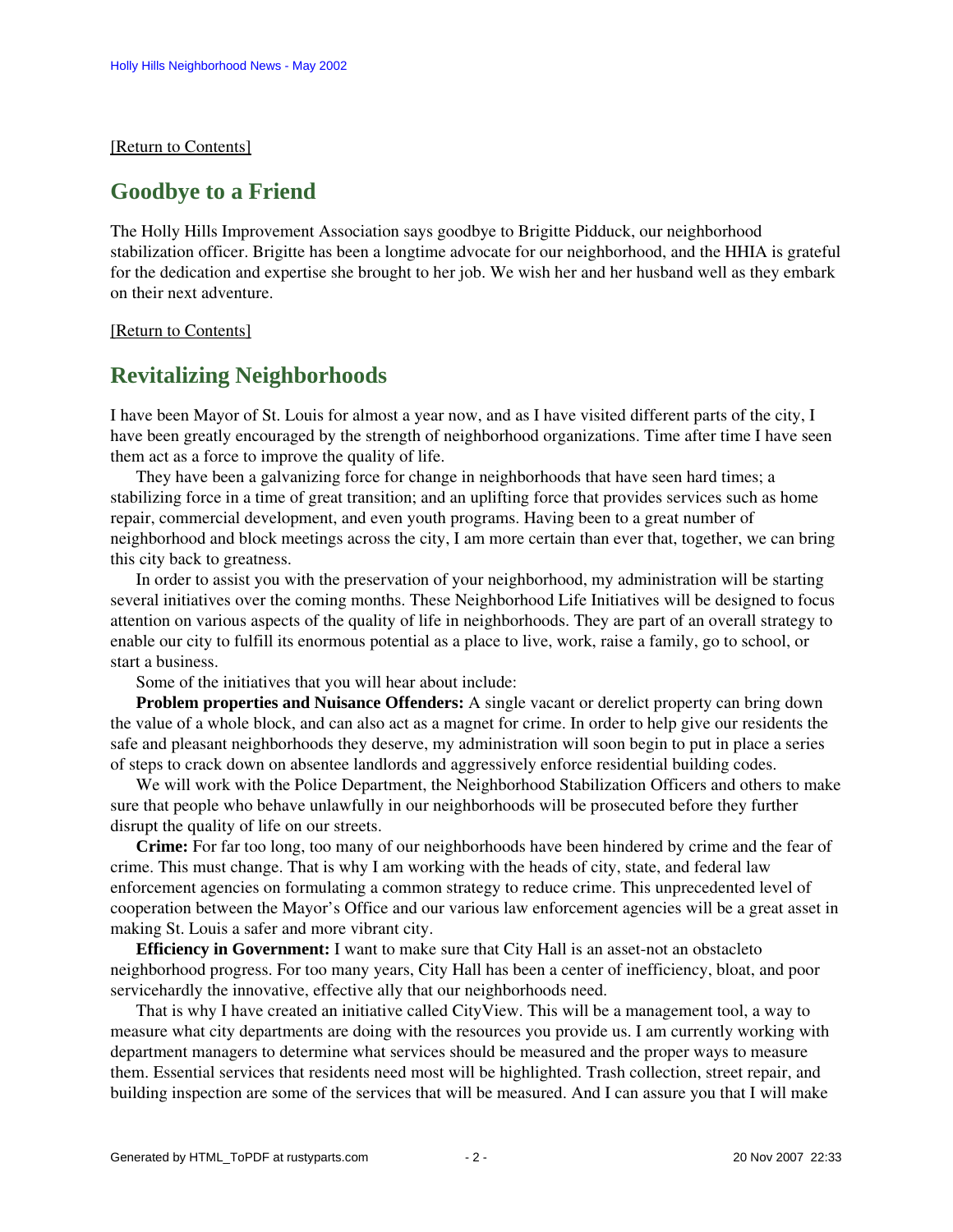[Return to Contents]

## Goodbye to a Friend

The Holly Hills Improvement Association says goodbye to Brigitte Pidduck, our neighborhood stabilization officer. Brigitte has been a longtime advocate for our neighborhood, and the HHIA is grateful for the dedication and expertise she brought to her job. We wish her and her husband well as they embark on their next adventure.

[Return to Contents]

## Revitalizing Neighborhoods

I have been Mayor of St. Louis for almost a year now, and as I have visited different parts of the city, I have been greatly encouraged by the strength of neighborhood organizations. Time after time I have seen them act as a force to improve the quality of life.

They have been a galvanizing force for change in neighborhoods that have seen hard times; a stabilizing force in a time of great transition; and an uplifting force that provides services such as home repair, commercial development, and even youth programs. Having been to a great number of neighborhood and block meetings across the city, I am more certain than ever that, together, we can bring this city back to greatness.

In order to assist you with the preservation of your neighborhood, my administration will be starting several initiatives over the coming months. These Neighborhood Life Initiatives will be designed to focus attention on various aspects of the quality of life in neighborhoods. They are part of an overall strategy to enable our city to fulfill its enormous potential as a place to live, work, raise a family, go to school, or start a business.

Some of the initiatives that you will hear about include:

**Problem properties and Nuisance Offenders:** A single vacant or derelict property can bring down the value of a whole block, and can also act as a magnet for crime. In order to help give our residents the safe and pleasant neighborhoods they deserve, my administration will soon begin to put in place a series of steps to crack down on absentee landlords and aggressively enforce residential building codes.

We will work with the Police Department, the Neighborhood Stabilization Officers and others to make sure that people who behave unlawfully in our neighborhoods will be prosecuted before they further disrupt the quality of life on our streets.

**Crime:** For far too long, too many of our neighborhoods have been hindered by crime and the fear of crime. This must change. That is why I am working with the heads of city, state, and federal law enforcement agencies on formulating a common strategy to reduce crime. This unprecedented level of cooperation between the Mayor's Office and our various law enforcement agencies will be a great asset in making St. Louis a safer and more vibrant city.

**Efficiency in Government:** I want to make sure that City Hall is an asset-not an obstacleto neighborhood progress. For too many years, City Hall has been a center of inefficiency, bloat, and poor servicehardly the innovative, effective ally that our neighborhoods need.

That is why I have created an initiative called CityView. This will be a management tool, a way to measure what city departments are doing with the resources you provide us. I am currently working with department managers to determine what services should be measured and the proper ways to measure them. Essential services that residents need most will be highlighted. Trash collection, street repair, and building inspection are some of the services that will be measured. And I can assure you that I will make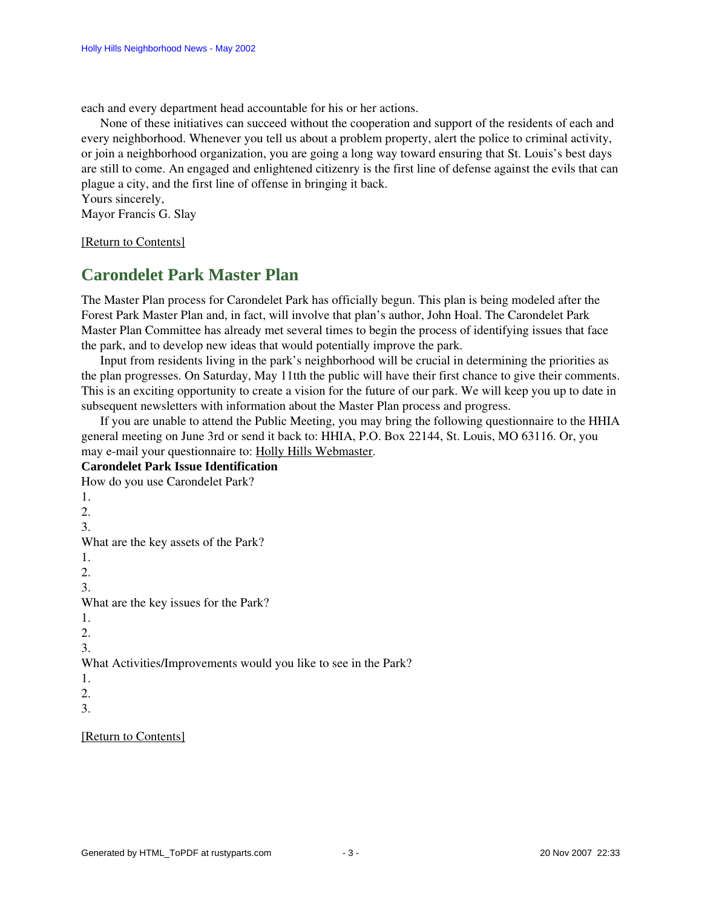each and every department head accountable for his or her actions.

None of these initiatives can succeed without the cooperation and support of the residents of each and every neighborhood. Whenever you tell us about a problem property, alert the police to criminal activity, or join a neighborhood organization, you are going a long way toward ensuring that St. Louis's best days are still to come. An engaged and enlightened citizenry is the first line of defense against the evils that can plague a city, and the first line of offense in bringing it back.

Yours sincerely,
Mayor Francis G. Slay

[Return to Contents]

## Carondelet Park Master Plan

The Master Plan process for Carondelet Park has officially begun. This plan is being modeled after the Forest Park Master Plan and, in fact, will involve that plan's author, John Hoal. The Carondelet Park Master Plan Committee has already met several times to begin the process of identifying issues that face the park, and to develop new ideas that would potentially improve the park.

Input from residents living in the park's neighborhood will be crucial in determining the priorities as the plan progresses. On Saturday, May 11tth the public will have their first chance to give their comments. This is an exciting opportunity to create a vision for the future of our park. We will keep you up to date in subsequent newsletters with information about the Master Plan process and progress.

If you are unable to attend the Public Meeting, you may bring the following questionnaire to the HHIA general meeting on June 3rd or send it back to: HHIA, P.O. Box 22144, St. Louis, MO 63116. Or, you may e-mail your questionnaire to: Holly Hills Webmaster.

**Carondelet Park Issue Identification**

How do you use Carondelet Park?

1.
2.
3.

What are the key assets of the Park?

1.
2.
3.

What are the key issues for the Park?

1.
2.
3.

What Activities/Improvements would you like to see in the Park?

1.
2.
3.

[Return to Contents]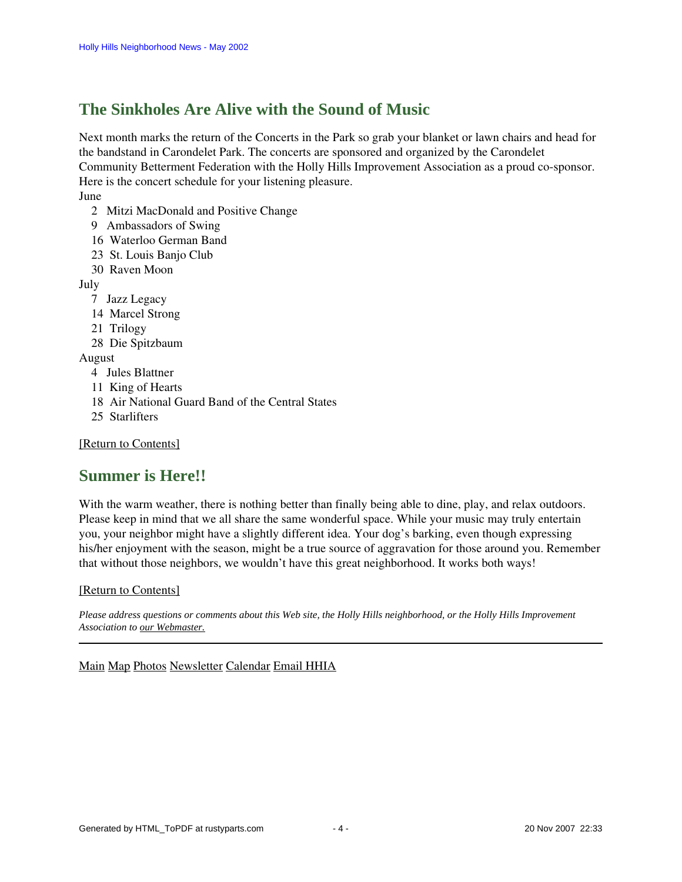## The Sinkholes Are Alive with the Sound of Music

Next month marks the return of the Concerts in the Park so grab your blanket or lawn chairs and head for the bandstand in Carondelet Park. The concerts are sponsored and organized by the Carondelet Community Betterment Federation with the Holly Hills Improvement Association as a proud co-sponsor. Here is the concert schedule for your listening pleasure.

June

- 2 Mitzi MacDonald and Positive Change
- 9 Ambassadors of Swing
- 16 Waterloo German Band
- 23 St. Louis Banjo Club
- 30 Raven Moon

July

- 7 Jazz Legacy
- 14 Marcel Strong
- 21 Trilogy
- 28 Die Spitzbaum

August

- 4 Jules Blattner
- 11 King of Hearts
- 18 Air National Guard Band of the Central States
- 25 Starlifters

[Return to Contents]

## Summer is Here!!

With the warm weather, there is nothing better than finally being able to dine, play, and relax outdoors. Please keep in mind that we all share the same wonderful space. While your music may truly entertain you, your neighbor might have a slightly different idea. Your dog's barking, even though expressing his/her enjoyment with the season, might be a true source of aggravation for those around you. Remember that without those neighbors, we wouldn't have this great neighborhood. It works both ways!

[Return to Contents]

*Please address questions or comments about this Web site, the Holly Hills neighborhood, or the Holly Hills Improvement Association to our Webmaster.*

---

Main Map Photos Newsletter Calendar Email HHIA